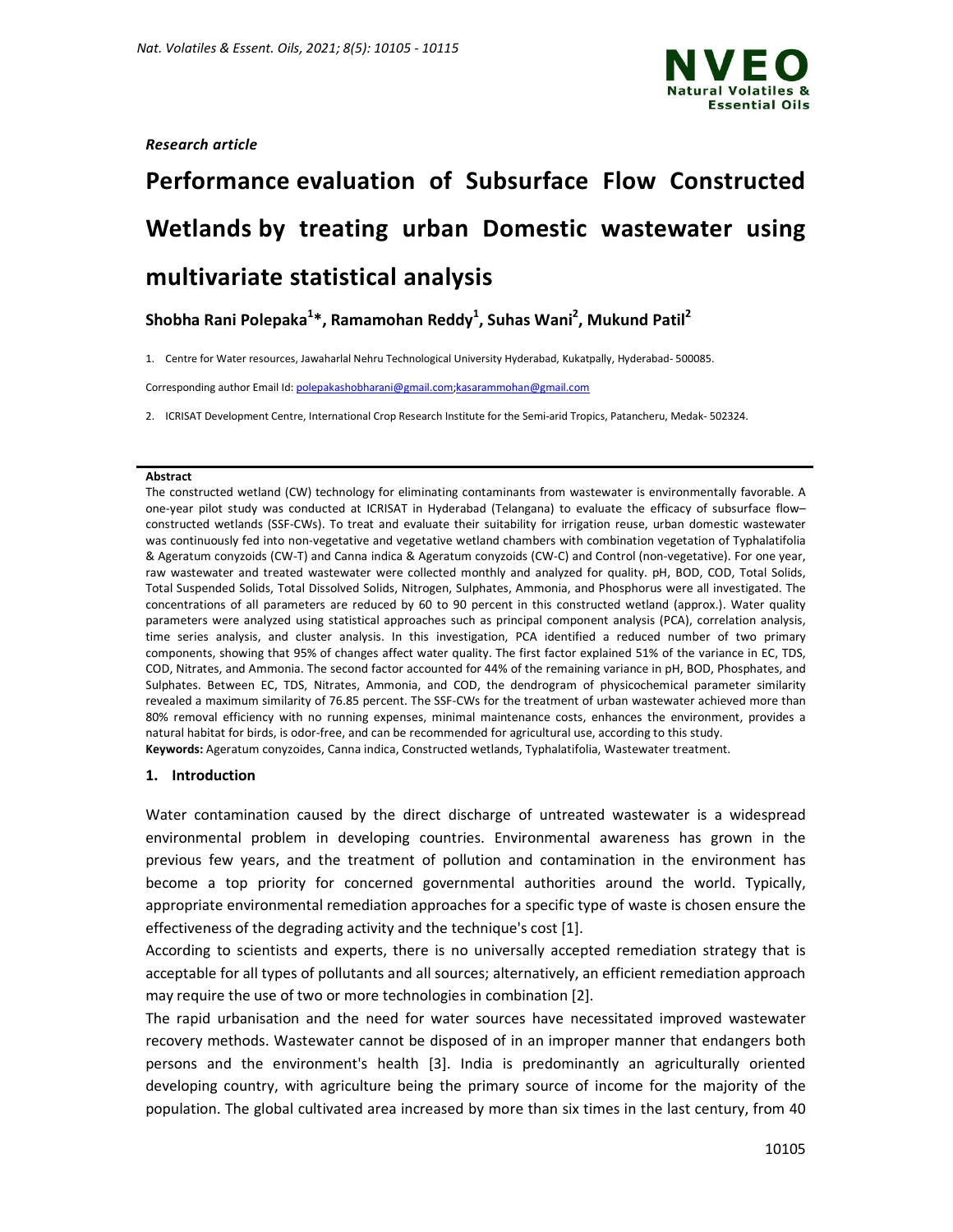*Research article*

# Performance evaluation of Subsurface Flow Constructed Wetlands by treating urban Domestic wastewater using multivariate statistical analysis

**Shobha Rani Polepaka[1]*, Ramamohan Reddy[1], Suhas Wani[2], Mukund Patil[2]**

1. Centre for Water resources, Jawaharlal Nehru Technological University Hyderabad, Kukatpally, Hyderabad- 500085.

Corresponding author Email Id: polepakashobharani@gmail.com;kasarammohan@gmail.com

2. ICRISAT Development Centre, International Crop Research Institute for the Semi-arid Tropics, Patancheru, Medak- 502324.

**Abstract**

The constructed wetland (CW) technology for eliminating contaminants from wastewater is environmentally favorable. A one-year pilot study was conducted at ICRISAT in Hyderabad (Telangana) to evaluate the efficacy of subsurface flow–constructed wetlands (SSF-CWs). To treat and evaluate their suitability for irrigation reuse, urban domestic wastewater was continuously fed into non-vegetative and vegetative wetland chambers with combination vegetation of Typhalatifolia & Ageratum conyzoids (CW-T) and Canna indica & Ageratum conyzoids (CW-C) and Control (non-vegetative). For one year, raw wastewater and treated wastewater were collected monthly and analyzed for quality. pH, BOD, COD, Total Solids, Total Suspended Solids, Total Dissolved Solids, Nitrogen, Sulphates, Ammonia, and Phosphorus were all investigated. The concentrations of all parameters are reduced by 60 to 90 percent in this constructed wetland (approx.). Water quality parameters were analyzed using statistical approaches such as principal component analysis (PCA), correlation analysis, time series analysis, and cluster analysis. In this investigation, PCA identified a reduced number of two primary components, showing that 95% of changes affect water quality. The first factor explained 51% of the variance in EC, TDS, COD, Nitrates, and Ammonia. The second factor accounted for 44% of the remaining variance in pH, BOD, Phosphates, and Sulphates. Between EC, TDS, Nitrates, Ammonia, and COD, the dendrogram of physicochemical parameter similarity revealed a maximum similarity of 76.85 percent. The SSF-CWs for the treatment of urban wastewater achieved more than 80% removal efficiency with no running expenses, minimal maintenance costs, enhances the environment, provides a natural habitat for birds, is odor-free, and can be recommended for agricultural use, according to this study.

**Keywords:** Ageratum conyzoides, Canna indica, Constructed wetlands, Typhalatifolia, Wastewater treatment.

## 1. Introduction

Water contamination caused by the direct discharge of untreated wastewater is a widespread environmental problem in developing countries. Environmental awareness has grown in the previous few years, and the treatment of pollution and contamination in the environment has become a top priority for concerned governmental authorities around the world. Typically, appropriate environmental remediation approaches for a specific type of waste is chosen ensure the effectiveness of the degrading activity and the technique's cost [1].

According to scientists and experts, there is no universally accepted remediation strategy that is acceptable for all types of pollutants and all sources; alternatively, an efficient remediation approach may require the use of two or more technologies in combination [2].

The rapid urbanisation and the need for water sources have necessitated improved wastewater recovery methods. Wastewater cannot be disposed of in an improper manner that endangers both persons and the environment's health [3]. India is predominantly an agriculturally oriented developing country, with agriculture being the primary source of income for the majority of the population. The global cultivated area increased by more than six times in the last century, from 40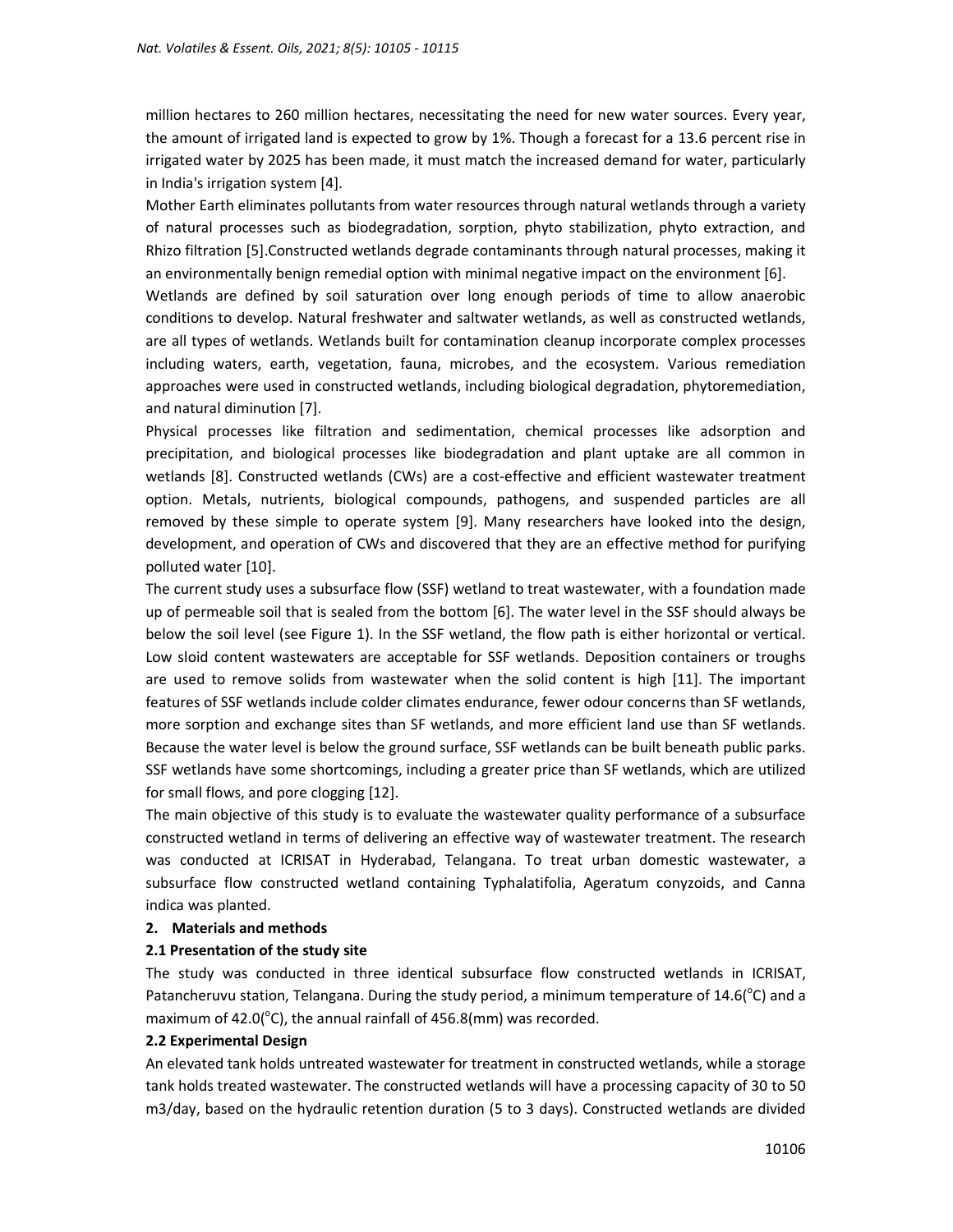million hectares to 260 million hectares, necessitating the need for new water sources. Every year, the amount of irrigated land is expected to grow by 1%. Though a forecast for a 13.6 percent rise in irrigated water by 2025 has been made, it must match the increased demand for water, particularly in India's irrigation system [4].

Mother Earth eliminates pollutants from water resources through natural wetlands through a variety of natural processes such as biodegradation, sorption, phyto stabilization, phyto extraction, and Rhizo filtration [5].Constructed wetlands degrade contaminants through natural processes, making it an environmentally benign remedial option with minimal negative impact on the environment [6].

Wetlands are defined by soil saturation over long enough periods of time to allow anaerobic conditions to develop. Natural freshwater and saltwater wetlands, as well as constructed wetlands, are all types of wetlands. Wetlands built for contamination cleanup incorporate complex processes including waters, earth, vegetation, fauna, microbes, and the ecosystem. Various remediation approaches were used in constructed wetlands, including biological degradation, phytoremediation, and natural diminution [7].

Physical processes like filtration and sedimentation, chemical processes like adsorption and precipitation, and biological processes like biodegradation and plant uptake are all common in wetlands [8]. Constructed wetlands (CWs) are a cost-effective and efficient wastewater treatment option. Metals, nutrients, biological compounds, pathogens, and suspended particles are all removed by these simple to operate system [9]. Many researchers have looked into the design, development, and operation of CWs and discovered that they are an effective method for purifying polluted water [10].

The current study uses a subsurface flow (SSF) wetland to treat wastewater, with a foundation made up of permeable soil that is sealed from the bottom [6]. The water level in the SSF should always be below the soil level (see Figure 1). In the SSF wetland, the flow path is either horizontal or vertical. Low sloid content wastewaters are acceptable for SSF wetlands. Deposition containers or troughs are used to remove solids from wastewater when the solid content is high [11]. The important features of SSF wetlands include colder climates endurance, fewer odour concerns than SF wetlands, more sorption and exchange sites than SF wetlands, and more efficient land use than SF wetlands. Because the water level is below the ground surface, SSF wetlands can be built beneath public parks. SSF wetlands have some shortcomings, including a greater price than SF wetlands, which are utilized for small flows, and pore clogging [12].

The main objective of this study is to evaluate the wastewater quality performance of a subsurface constructed wetland in terms of delivering an effective way of wastewater treatment. The research was conducted at ICRISAT in Hyderabad, Telangana. To treat urban domestic wastewater, a subsurface flow constructed wetland containing Typhalatifolia, Ageratum conyzoids, and Canna indica was planted.

## 2. Materials and methods

### 2.1 Presentation of the study site

The study was conducted in three identical subsurface flow constructed wetlands in ICRISAT, Patancheruvu station, Telangana. During the study period, a minimum temperature of 14.6($^{o}$C) and a maximum of 42.0($^{o}$C), the annual rainfall of 456.8(mm) was recorded.

### 2.2 Experimental Design

An elevated tank holds untreated wastewater for treatment in constructed wetlands, while a storage tank holds treated wastewater. The constructed wetlands will have a processing capacity of 30 to 50 m3/day, based on the hydraulic retention duration (5 to 3 days). Constructed wetlands are divided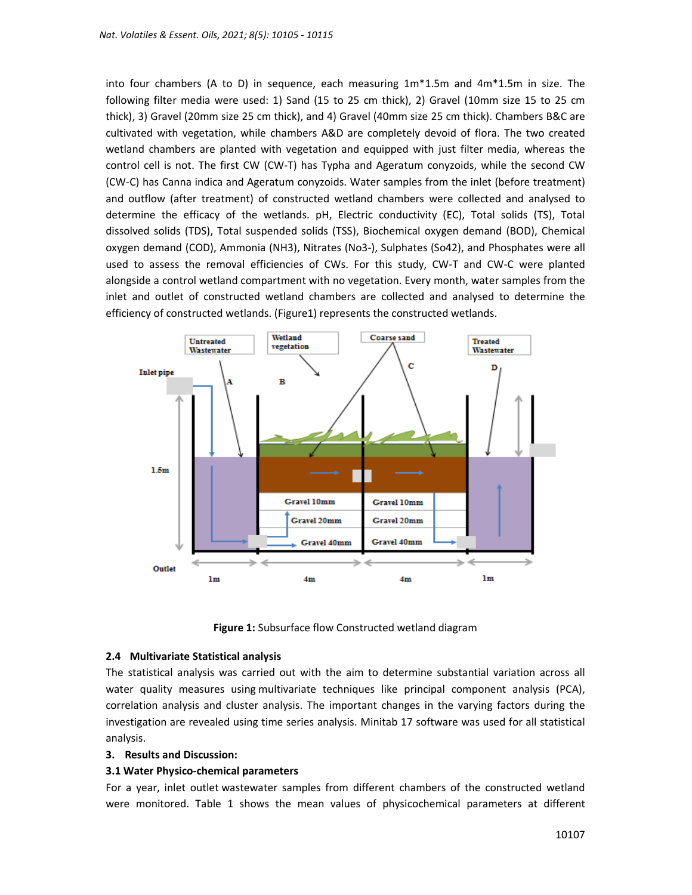into four chambers (A to D) in sequence, each measuring 1m*1.5m and 4m*1.5m in size. The following filter media were used: 1) Sand (15 to 25 cm thick), 2) Gravel (10mm size 15 to 25 cm thick), 3) Gravel (20mm size 25 cm thick), and 4) Gravel (40mm size 25 cm thick). Chambers B&C are cultivated with vegetation, while chambers A&D are completely devoid of flora. The two created wetland chambers are planted with vegetation and equipped with just filter media, whereas the control cell is not. The first CW (CW-T) has Typha and Ageratum conyzoids, while the second CW (CW-C) has Canna indica and Ageratum conyzoids. Water samples from the inlet (before treatment) and outflow (after treatment) of constructed wetland chambers were collected and analysed to determine the efficacy of the wetlands. pH, Electric conductivity (EC), Total solids (TS), Total dissolved solids (TDS), Total suspended solids (TSS), Biochemical oxygen demand (BOD), Chemical oxygen demand (COD), Ammonia (NH3), Nitrates (No3-), Sulphates (So42), and Phosphates were all used to assess the removal efficiencies of CWs. For this study, CW-T and CW-C were planted alongside a control wetland compartment with no vegetation. Every month, water samples from the inlet and outlet of constructed wetland chambers are collected and analysed to determine the efficiency of constructed wetlands. (Figure1) represents the constructed wetlands.

**Figure 1:** Subsurface flow Constructed wetland diagram

### 2.4 Multivariate Statistical analysis

The statistical analysis was carried out with the aim to determine substantial variation across all water quality measures using multivariate techniques like principal component analysis (PCA), correlation analysis and cluster analysis. The important changes in the varying factors during the investigation are revealed using time series analysis. Minitab 17 software was used for all statistical analysis.

## 3. Results and Discussion:

### 3.1 Water Physico-chemical parameters

For a year, inlet outlet wastewater samples from different chambers of the constructed wetland were monitored. Table 1 shows the mean values of physicochemical parameters at different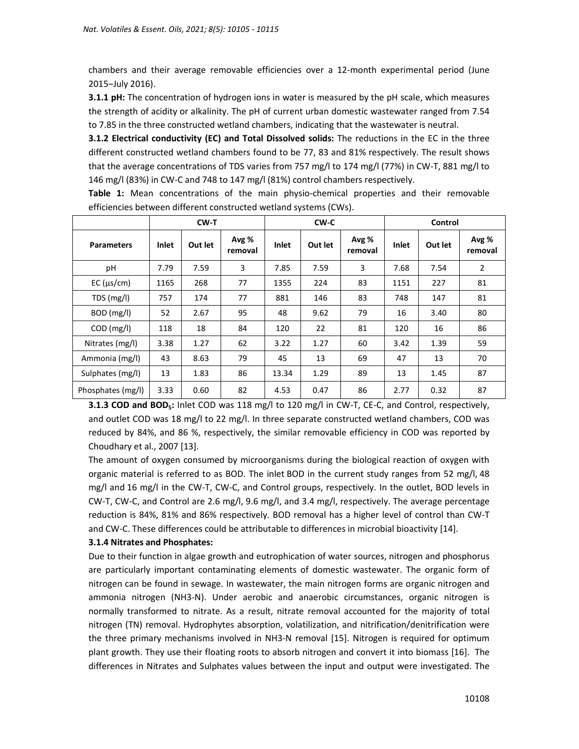chambers and their average removable efficiencies over a 12-month experimental period (June 2015–July 2016).

**3.1.1 pH:** The concentration of hydrogen ions in water is measured by the pH scale, which measures the strength of acidity or alkalinity. The pH of current urban domestic wastewater ranged from 7.54 to 7.85 in the three constructed wetland chambers, indicating that the wastewater is neutral.

**3.1.2 Electrical conductivity (EC) and Total Dissolved solids:** The reductions in the EC in the three different constructed wetland chambers found to be 77, 83 and 81% respectively. The result shows that the average concentrations of TDS varies from 757 mg/l to 174 mg/l (77%) in CW-T, 881 mg/l to 146 mg/l (83%) in CW-C and 748 to 147 mg/l (81%) control chambers respectively.

**Table 1:** Mean concentrations of the main physio-chemical properties and their removable efficiencies between different constructed wetland systems (CWs).

| | CW-T | | | CW-C | | | Control | | |
|---|---|---|---|---|---|---|---|---|---|
| **Parameters** | **Inlet** | **Out let** | **Avg % removal** | **Inlet** | **Out let** | **Avg % removal** | **Inlet** | **Out let** | **Avg % removal** |
| pH | 7.79 | 7.59 | 3 | 7.85 | 7.59 | 3 | 7.68 | 7.54 | 2 |
| EC (µs/cm) | 1165 | 268 | 77 | 1355 | 224 | 83 | 1151 | 227 | 81 |
| TDS (mg/l) | 757 | 174 | 77 | 881 | 146 | 83 | 748 | 147 | 81 |
| BOD (mg/l) | 52 | 2.67 | 95 | 48 | 9.62 | 79 | 16 | 3.40 | 80 |
| COD (mg/l) | 118 | 18 | 84 | 120 | 22 | 81 | 120 | 16 | 86 |
| Nitrates (mg/l) | 3.38 | 1.27 | 62 | 3.22 | 1.27 | 60 | 3.42 | 1.39 | 59 |
| Ammonia (mg/l) | 43 | 8.63 | 79 | 45 | 13 | 69 | 47 | 13 | 70 |
| Sulphates (mg/l) | 13 | 1.83 | 86 | 13.34 | 1.29 | 89 | 13 | 1.45 | 87 |
| Phosphates (mg/l) | 3.33 | 0.60 | 82 | 4.53 | 0.47 | 86 | 2.77 | 0.32 | 87 |

**3.1.3 COD and $BOD_5$:** Inlet COD was 118 mg/l to 120 mg/l in CW-T, CE-C, and Control, respectively, and outlet COD was 18 mg/l to 22 mg/l. In three separate constructed wetland chambers, COD was reduced by 84%, and 86 %, respectively, the similar removable efficiency in COD was reported by Choudhary et al., 2007 [13].

The amount of oxygen consumed by microorganisms during the biological reaction of oxygen with organic material is referred to as BOD. The inlet BOD in the current study ranges from 52 mg/l, 48 mg/l and 16 mg/l in the CW-T, CW-C, and Control groups, respectively. In the outlet, BOD levels in CW-T, CW-C, and Control are 2.6 mg/l, 9.6 mg/l, and 3.4 mg/l, respectively. The average percentage reduction is 84%, 81% and 86% respectively. BOD removal has a higher level of control than CW-T and CW-C. These differences could be attributable to differences in microbial bioactivity [14].

**3.1.4 Nitrates and Phosphates:**

Due to their function in algae growth and eutrophication of water sources, nitrogen and phosphorus are particularly important contaminating elements of domestic wastewater. The organic form of nitrogen can be found in sewage. In wastewater, the main nitrogen forms are organic nitrogen and ammonia nitrogen ($NH_3$-N). Under aerobic and anaerobic circumstances, organic nitrogen is normally transformed to nitrate. As a result, nitrate removal accounted for the majority of total nitrogen (TN) removal. Hydrophytes absorption, volatilization, and nitrification/denitrification were the three primary mechanisms involved in $NH_3$-N removal [15]. Nitrogen is required for optimum plant growth. They use their floating roots to absorb nitrogen and convert it into biomass [16]. The differences in Nitrates and Sulphates values between the input and output were investigated. The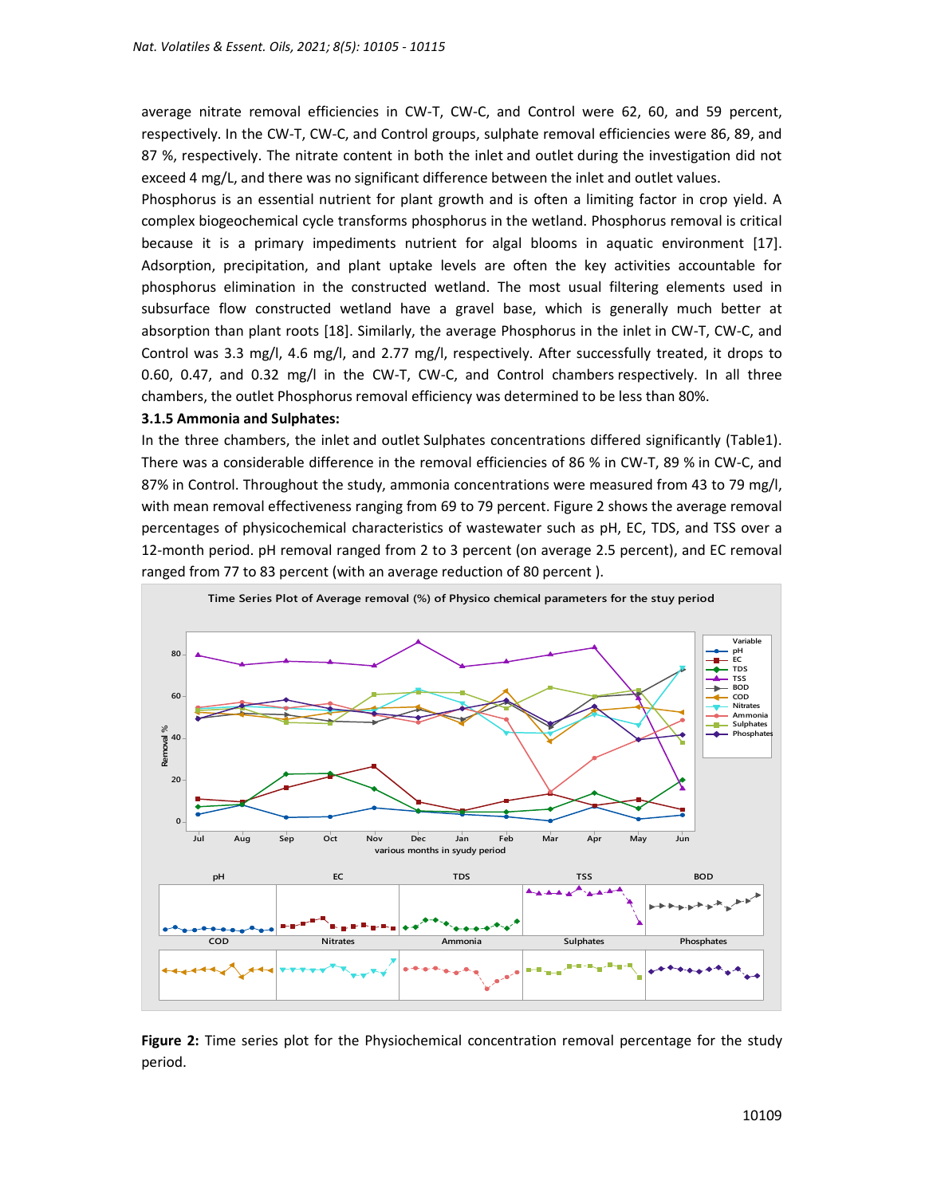average nitrate removal efficiencies in CW-T, CW-C, and Control were 62, 60, and 59 percent, respectively. In the CW-T, CW-C, and Control groups, sulphate removal efficiencies were 86, 89, and 87 %, respectively. The nitrate content in both the inlet and outlet during the investigation did not exceed 4 mg/L, and there was no significant difference between the inlet and outlet values.

Phosphorus is an essential nutrient for plant growth and is often a limiting factor in crop yield. A complex biogeochemical cycle transforms phosphorus in the wetland. Phosphorus removal is critical because it is a primary impediments nutrient for algal blooms in aquatic environment [17]. Adsorption, precipitation, and plant uptake levels are often the key activities accountable for phosphorus elimination in the constructed wetland. The most usual filtering elements used in subsurface flow constructed wetland have a gravel base, which is generally much better at absorption than plant roots [18]. Similarly, the average Phosphorus in the inlet in CW-T, CW-C, and Control was 3.3 mg/l, 4.6 mg/l, and 2.77 mg/l, respectively. After successfully treated, it drops to 0.60, 0.47, and 0.32 mg/l in the CW-T, CW-C, and Control chambers respectively. In all three chambers, the outlet Phosphorus removal efficiency was determined to be less than 80%.

**3.1.5 Ammonia and Sulphates:**

In the three chambers, the inlet and outlet Sulphates concentrations differed significantly (Table1). There was a considerable difference in the removal efficiencies of 86 % in CW-T, 89 % in CW-C, and 87% in Control. Throughout the study, ammonia concentrations were measured from 43 to 79 mg/l, with mean removal effectiveness ranging from 69 to 79 percent. Figure 2 shows the average removal percentages of physicochemical characteristics of wastewater such as pH, EC, TDS, and TSS over a 12-month period. pH removal ranged from 2 to 3 percent (on average 2.5 percent), and EC removal ranged from 77 to 83 percent (with an average reduction of 80 percent ).

**Figure 2:** Time series plot for the Physiochemical concentration removal percentage for the study period.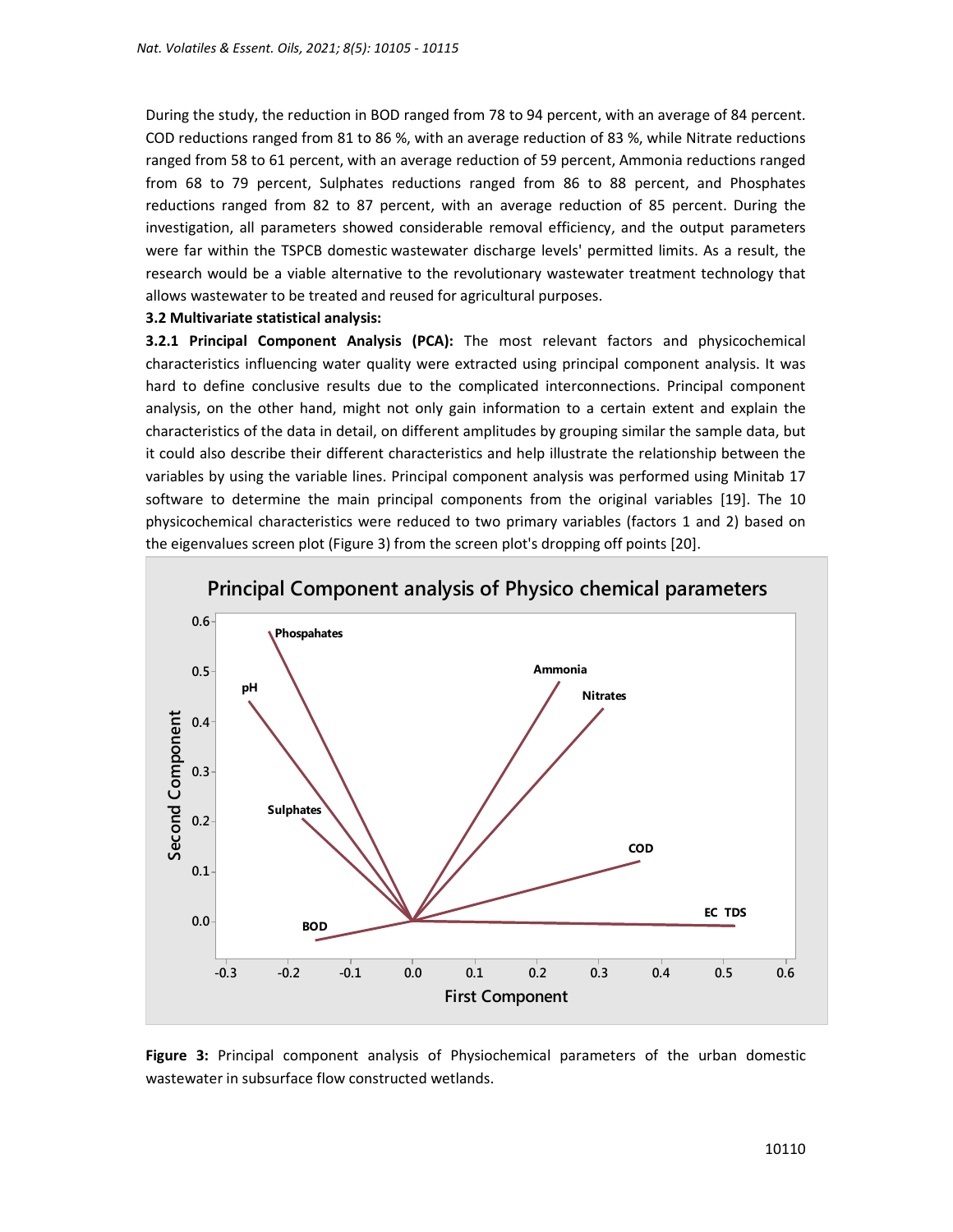During the study, the reduction in BOD ranged from 78 to 94 percent, with an average of 84 percent. COD reductions ranged from 81 to 86 %, with an average reduction of 83 %, while Nitrate reductions ranged from 58 to 61 percent, with an average reduction of 59 percent, Ammonia reductions ranged from 68 to 79 percent, Sulphates reductions ranged from 86 to 88 percent, and Phosphates reductions ranged from 82 to 87 percent, with an average reduction of 85 percent. During the investigation, all parameters showed considerable removal efficiency, and the output parameters were far within the TSPCB domestic wastewater discharge levels' permitted limits. As a result, the research would be a viable alternative to the revolutionary wastewater treatment technology that allows wastewater to be treated and reused for agricultural purposes.

**3.2 Multivariate statistical analysis:**

**3.2.1 Principal Component Analysis (PCA):** The most relevant factors and physicochemical characteristics influencing water quality were extracted using principal component analysis. It was hard to define conclusive results due to the complicated interconnections. Principal component analysis, on the other hand, might not only gain information to a certain extent and explain the characteristics of the data in detail, on different amplitudes by grouping similar the sample data, but it could also describe their different characteristics and help illustrate the relationship between the variables by using the variable lines. Principal component analysis was performed using Minitab 17 software to determine the main principal components from the original variables [19]. The 10 physicochemical characteristics were reduced to two primary variables (factors 1 and 2) based on the eigenvalues screen plot (Figure 3) from the screen plot's dropping off points [20].

**Figure 3:** Principal component analysis of Physiochemical parameters of the urban domestic wastewater in subsurface flow constructed wetlands.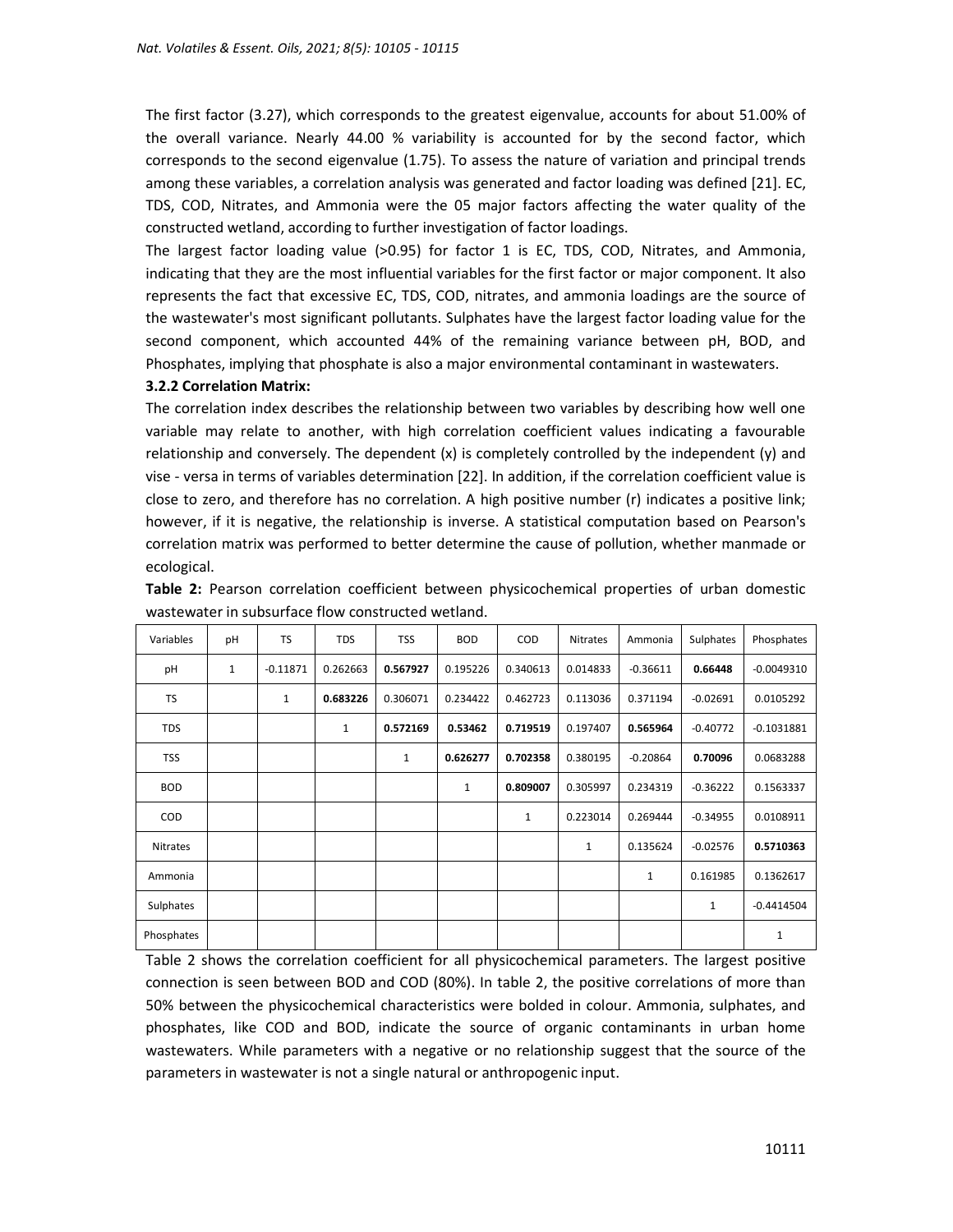The first factor (3.27), which corresponds to the greatest eigenvalue, accounts for about 51.00% of the overall variance. Nearly 44.00 % variability is accounted for by the second factor, which corresponds to the second eigenvalue (1.75). To assess the nature of variation and principal trends among these variables, a correlation analysis was generated and factor loading was defined [21]. EC, TDS, COD, Nitrates, and Ammonia were the 05 major factors affecting the water quality of the constructed wetland, according to further investigation of factor loadings.

The largest factor loading value (>0.95) for factor 1 is EC, TDS, COD, Nitrates, and Ammonia, indicating that they are the most influential variables for the first factor or major component. It also represents the fact that excessive EC, TDS, COD, nitrates, and ammonia loadings are the source of the wastewater's most significant pollutants. Sulphates have the largest factor loading value for the second component, which accounted 44% of the remaining variance between pH, BOD, and Phosphates, implying that phosphate is also a major environmental contaminant in wastewaters.

### 3.2.2 Correlation Matrix:

The correlation index describes the relationship between two variables by describing how well one variable may relate to another, with high correlation coefficient values indicating a favourable relationship and conversely. The dependent (x) is completely controlled by the independent (y) and vise - versa in terms of variables determination [22]. In addition, if the correlation coefficient value is close to zero, and therefore has no correlation. A high positive number (r) indicates a positive link; however, if it is negative, the relationship is inverse. A statistical computation based on Pearson's correlation matrix was performed to better determine the cause of pollution, whether manmade or ecological.

**Table 2:** Pearson correlation coefficient between physicochemical properties of urban domestic wastewater in subsurface flow constructed wetland.

| Variables | pH | TS | TDS | TSS | BOD | COD | Nitrates | Ammonia | Sulphates | Phosphates |
|---|---|---|---|---|---|---|---|---|---|---|
| pH | 1 | -0.11871 | 0.262663 | **0.567927** | 0.195226 | 0.340613 | 0.014833 | -0.36611 | **0.66448** | -0.0049310 |
| TS | | 1 | **0.683226** | 0.306071 | 0.234422 | 0.462723 | 0.113036 | 0.371194 | -0.02691 | 0.0105292 |
| TDS | | | 1 | **0.572169** | **0.53462** | **0.719519** | 0.197407 | **0.565964** | -0.40772 | -0.1031881 |
| TSS | | | | 1 | **0.626277** | **0.702358** | 0.380195 | -0.20864 | **0.70096** | 0.0683288 |
| BOD | | | | | 1 | **0.809007** | 0.305997 | 0.234319 | -0.36222 | 0.1563337 |
| COD | | | | | | 1 | 0.223014 | 0.269444 | -0.34955 | 0.0108911 |
| Nitrates | | | | | | | 1 | 0.135624 | -0.02576 | **0.5710363** |
| Ammonia | | | | | | | | 1 | 0.161985 | 0.1362617 |
| Sulphates | | | | | | | | | 1 | -0.4414504 |
| Phosphates | | | | | | | | | | 1 |

Table 2 shows the correlation coefficient for all physicochemical parameters. The largest positive connection is seen between BOD and COD (80%). In table 2, the positive correlations of more than 50% between the physicochemical characteristics were bolded in colour. Ammonia, sulphates, and phosphates, like COD and BOD, indicate the source of organic contaminants in urban home wastewaters. While parameters with a negative or no relationship suggest that the source of the parameters in wastewater is not a single natural or anthropogenic input.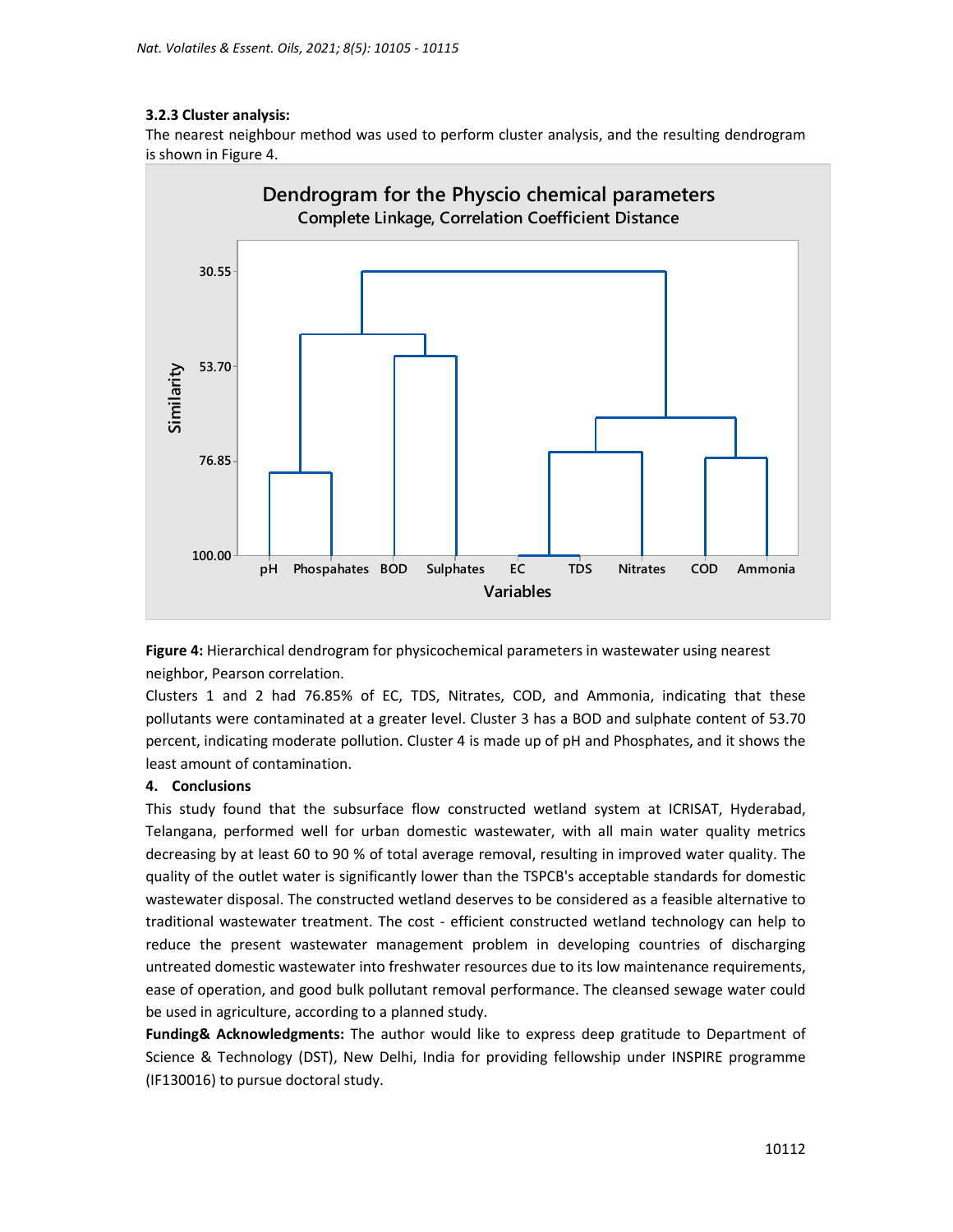### 3.2.3 Cluster analysis:

The nearest neighbour method was used to perform cluster analysis, and the resulting dendrogram is shown in Figure 4.

**Figure 4:** Hierarchical dendrogram for physicochemical parameters in wastewater using nearest neighbor, Pearson correlation.

Clusters 1 and 2 had 76.85% of EC, TDS, Nitrates, COD, and Ammonia, indicating that these pollutants were contaminated at a greater level. Cluster 3 has a BOD and sulphate content of 53.70 percent, indicating moderate pollution. Cluster 4 is made up of pH and Phosphates, and it shows the least amount of contamination.

## 4. Conclusions

This study found that the subsurface flow constructed wetland system at ICRISAT, Hyderabad, Telangana, performed well for urban domestic wastewater, with all main water quality metrics decreasing by at least 60 to 90 % of total average removal, resulting in improved water quality. The quality of the outlet water is significantly lower than the TSPCB's acceptable standards for domestic wastewater disposal. The constructed wetland deserves to be considered as a feasible alternative to traditional wastewater treatment. The cost - efficient constructed wetland technology can help to reduce the present wastewater management problem in developing countries of discharging untreated domestic wastewater into freshwater resources due to its low maintenance requirements, ease of operation, and good bulk pollutant removal performance. The cleansed sewage water could be used in agriculture, according to a planned study.

**Funding& Acknowledgments:** The author would like to express deep gratitude to Department of Science & Technology (DST), New Delhi, India for providing fellowship under INSPIRE programme (IF130016) to pursue doctoral study.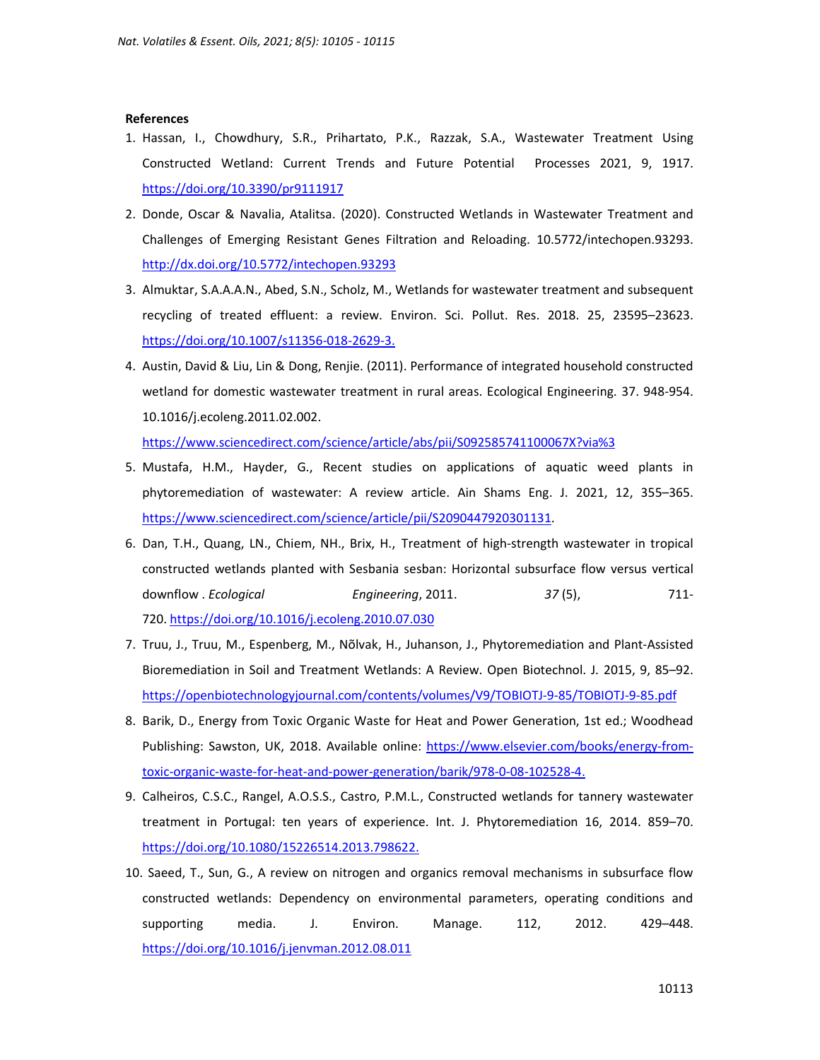**References**

1. Hassan, I., Chowdhury, S.R., Prihartato, P.K., Razzak, S.A., Wastewater Treatment Using Constructed Wetland: Current Trends and Future Potential  Processes 2021, 9, 1917. https://doi.org/10.3390/pr9111917
2. Donde, Oscar & Navalia, Atalitsa. (2020). Constructed Wetlands in Wastewater Treatment and Challenges of Emerging Resistant Genes Filtration and Reloading. 10.5772/intechopen.93293. http://dx.doi.org/10.5772/intechopen.93293
3. Almuktar, S.A.A.A.N., Abed, S.N., Scholz, M., Wetlands for wastewater treatment and subsequent recycling of treated effluent: a review. Environ. Sci. Pollut. Res. 2018. 25, 23595–23623. https://doi.org/10.1007/s11356-018-2629-3.
4. Austin, David & Liu, Lin & Dong, Renjie. (2011). Performance of integrated household constructed wetland for domestic wastewater treatment in rural areas. Ecological Engineering. 37. 948-954. 10.1016/j.ecoleng.2011.02.002. https://www.sciencedirect.com/science/article/abs/pii/S092585741100067X?via%3
5. Mustafa, H.M., Hayder, G., Recent studies on applications of aquatic weed plants in phytoremediation of wastewater: A review article. Ain Shams Eng. J. 2021, 12, 355–365. https://www.sciencedirect.com/science/article/pii/S2090447920301131.
6. Dan, T.H., Quang, LN., Chiem, NH., Brix, H., Treatment of high-strength wastewater in tropical constructed wetlands planted with Sesbania sesban: Horizontal subsurface flow versus vertical downflow . *Ecological Engineering*, 2011. *37* (5), 711-720. https://doi.org/10.1016/j.ecoleng.2010.07.030
7. Truu, J., Truu, M., Espenberg, M., Nõlvak, H., Juhanson, J., Phytoremediation and Plant-Assisted Bioremediation in Soil and Treatment Wetlands: A Review. Open Biotechnol. J. 2015, 9, 85–92. https://openbiotechnologyjournal.com/contents/volumes/V9/TOBIOTJ-9-85/TOBIOTJ-9-85.pdf
8. Barik, D., Energy from Toxic Organic Waste for Heat and Power Generation, 1st ed.; Woodhead Publishing: Sawston, UK, 2018. Available online: https://www.elsevier.com/books/energy-from-toxic-organic-waste-for-heat-and-power-generation/barik/978-0-08-102528-4.
9. Calheiros, C.S.C., Rangel, A.O.S.S., Castro, P.M.L., Constructed wetlands for tannery wastewater treatment in Portugal: ten years of experience. Int. J. Phytoremediation 16, 2014. 859–70. https://doi.org/10.1080/15226514.2013.798622.
10. Saeed, T., Sun, G., A review on nitrogen and organics removal mechanisms in subsurface flow constructed wetlands: Dependency on environmental parameters, operating conditions and supporting media. J. Environ. Manage. 112, 2012. 429–448. https://doi.org/10.1016/j.jenvman.2012.08.011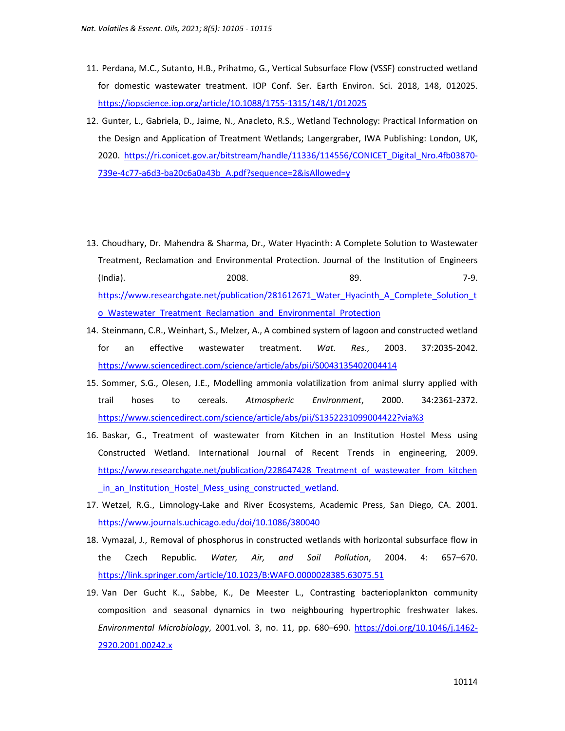11. Perdana, M.C., Sutanto, H.B., Prihatmo, G., Vertical Subsurface Flow (VSSF) constructed wetland for domestic wastewater treatment. IOP Conf. Ser. Earth Environ. Sci. 2018, 148, 012025. https://iopscience.iop.org/article/10.1088/1755-1315/148/1/012025
12. Gunter, L., Gabriela, D., Jaime, N., Anacleto, R.S., Wetland Technology: Practical Information on the Design and Application of Treatment Wetlands; Langergraber, IWA Publishing: London, UK, 2020. https://ri.conicet.gov.ar/bitstream/handle/11336/114556/CONICET_Digital_Nro.4fb03870-739e-4c77-a6d3-ba20c6a0a43b_A.pdf?sequence=2&isAllowed=y
13. Choudhary, Dr. Mahendra & Sharma, Dr., Water Hyacinth: A Complete Solution to Wastewater Treatment, Reclamation and Environmental Protection. Journal of the Institution of Engineers (India). 2008. 89. 7-9. https://www.researchgate.net/publication/281612671_Water_Hyacinth_A_Complete_Solution_to_Wastewater_Treatment_Reclamation_and_Environmental_Protection
14. Steinmann, C.R., Weinhart, S., Melzer, A., A combined system of lagoon and constructed wetland for an effective wastewater treatment. *Wat. Res.*, 2003. 37:2035-2042. https://www.sciencedirect.com/science/article/abs/pii/S0043135402004414
15. Sommer, S.G., Olesen, J.E., Modelling ammonia volatilization from animal slurry applied with trail hoses to cereals. *Atmospheric Environment*, 2000. 34:2361-2372. https://www.sciencedirect.com/science/article/abs/pii/S1352231099004422?via%3
16. Baskar, G., Treatment of wastewater from Kitchen in an Institution Hostel Mess using Constructed Wetland. International Journal of Recent Trends in engineering, 2009. https://www.researchgate.net/publication/228647428_Treatment_of_wastewater_from_kitchen_in_an_Institution_Hostel_Mess_using_constructed_wetland.
17. Wetzel, R.G., Limnology-Lake and River Ecosystems, Academic Press, San Diego, CA. 2001. https://www.journals.uchicago.edu/doi/10.1086/380040
18. Vymazal, J., Removal of phosphorus in constructed wetlands with horizontal subsurface flow in the Czech Republic. *Water, Air, and Soil Pollution*, 2004. 4: 657–670. https://link.springer.com/article/10.1023/B:WAFO.0000028385.63075.51
19. Van Der Gucht K.., Sabbe, K., De Meester L., Contrasting bacterioplankton community composition and seasonal dynamics in two neighbouring hypertrophic freshwater lakes. *Environmental Microbiology*, 2001.vol. 3, no. 11, pp. 680–690. https://doi.org/10.1046/j.1462-2920.2001.00242.x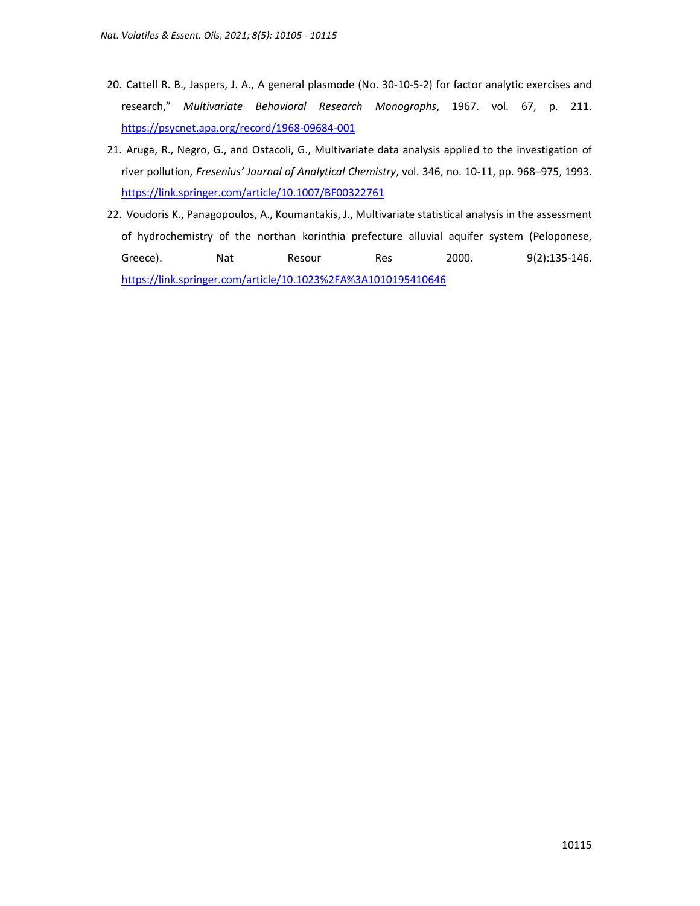20. Cattell R. B., Jaspers, J. A., A general plasmode (No. 30-10-5-2) for factor analytic exercises and research," *Multivariate Behavioral Research Monographs*, 1967. vol. 67, p. 211. https://psycnet.apa.org/record/1968-09684-001

21. Aruga, R., Negro, G., and Ostacoli, G., Multivariate data analysis applied to the investigation of river pollution, *Fresenius' Journal of Analytical Chemistry*, vol. 346, no. 10-11, pp. 968–975, 1993. https://link.springer.com/article/10.1007/BF00322761

22. Voudoris K., Panagopoulos, A., Koumantakis, J., Multivariate statistical analysis in the assessment of hydrochemistry of the northan korinthia prefecture alluvial aquifer system (Peloponese, Greece). Nat Resour Res 2000. 9(2):135-146. https://link.springer.com/article/10.1023%2FA%3A1010195410646